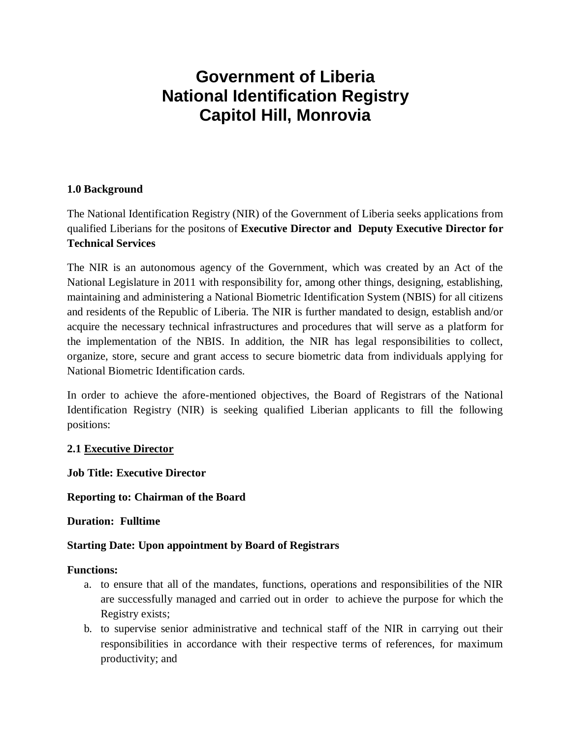# Government of Liberia
# National Identification Registry
# Capitol Hill, Monrovia

**1.0 Background**

The National Identification Registry (NIR) of the Government of Liberia seeks applications from qualified Liberians for the positons of **Executive Director and Deputy Executive Director for Technical Services**

The NIR is an autonomous agency of the Government, which was created by an Act of the National Legislature in 2011 with responsibility for, among other things, designing, establishing, maintaining and administering a National Biometric Identification System (NBIS) for all citizens and residents of the Republic of Liberia. The NIR is further mandated to design, establish and/or acquire the necessary technical infrastructures and procedures that will serve as a platform for the implementation of the NBIS. In addition, the NIR has legal responsibilities to collect, organize, store, secure and grant access to secure biometric data from individuals applying for National Biometric Identification cards.

In order to achieve the afore-mentioned objectives, the Board of Registrars of the National Identification Registry (NIR) is seeking qualified Liberian applicants to fill the following positions:

**2.1 <u>Executive Director</u>**

**Job Title: Executive Director**

**Reporting to: Chairman of the Board**

**Duration: Fulltime**

**Starting Date: Upon appointment by Board of Registrars**

**Functions:**

a. to ensure that all of the mandates, functions, operations and responsibilities of the NIR are successfully managed and carried out in order to achieve the purpose for which the Registry exists;
b. to supervise senior administrative and technical staff of the NIR in carrying out their responsibilities in accordance with their respective terms of references, for maximum productivity; and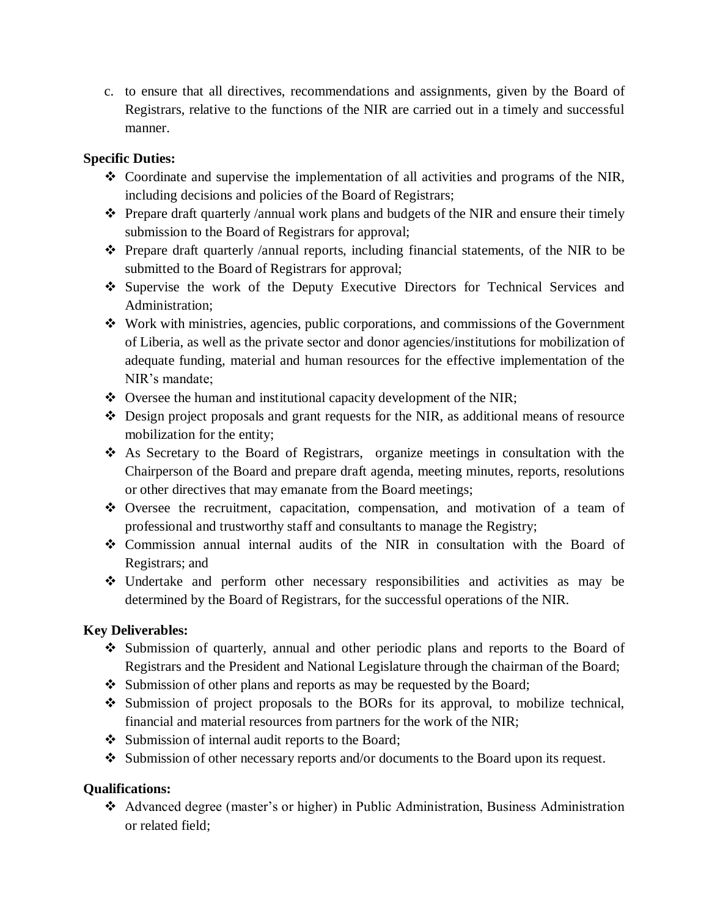c. to ensure that all directives, recommendations and assignments, given by the Board of Registrars, relative to the functions of the NIR are carried out in a timely and successful manner.

**Specific Duties:**

- Coordinate and supervise the implementation of all activities and programs of the NIR, including decisions and policies of the Board of Registrars;
- Prepare draft quarterly /annual work plans and budgets of the NIR and ensure their timely submission to the Board of Registrars for approval;
- Prepare draft quarterly /annual reports, including financial statements, of the NIR to be submitted to the Board of Registrars for approval;
- Supervise the work of the Deputy Executive Directors for Technical Services and Administration;
- Work with ministries, agencies, public corporations, and commissions of the Government of Liberia, as well as the private sector and donor agencies/institutions for mobilization of adequate funding, material and human resources for the effective implementation of the NIR's mandate;
- Oversee the human and institutional capacity development of the NIR;
- Design project proposals and grant requests for the NIR, as additional means of resource mobilization for the entity;
- As Secretary to the Board of Registrars, organize meetings in consultation with the Chairperson of the Board and prepare draft agenda, meeting minutes, reports, resolutions or other directives that may emanate from the Board meetings;
- Oversee the recruitment, capacitation, compensation, and motivation of a team of professional and trustworthy staff and consultants to manage the Registry;
- Commission annual internal audits of the NIR in consultation with the Board of Registrars; and
- Undertake and perform other necessary responsibilities and activities as may be determined by the Board of Registrars, for the successful operations of the NIR.

**Key Deliverables:**

- Submission of quarterly, annual and other periodic plans and reports to the Board of Registrars and the President and National Legislature through the chairman of the Board;
- Submission of other plans and reports as may be requested by the Board;
- Submission of project proposals to the BORs for its approval, to mobilize technical, financial and material resources from partners for the work of the NIR;
- Submission of internal audit reports to the Board;
- Submission of other necessary reports and/or documents to the Board upon its request.

**Qualifications:**

- Advanced degree (master's or higher) in Public Administration, Business Administration or related field;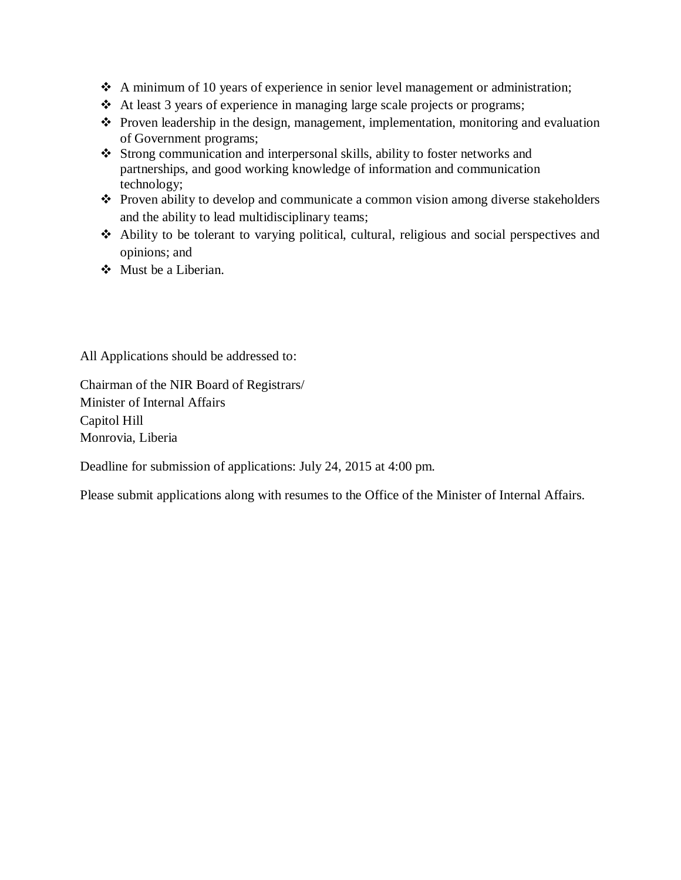- A minimum of 10 years of experience in senior level management or administration;
- At least 3 years of experience in managing large scale projects or programs;
- Proven leadership in the design, management, implementation, monitoring and evaluation of Government programs;
- Strong communication and interpersonal skills, ability to foster networks and partnerships, and good working knowledge of information and communication technology;
- Proven ability to develop and communicate a common vision among diverse stakeholders and the ability to lead multidisciplinary teams;
- Ability to be tolerant to varying political, cultural, religious and social perspectives and opinions; and
- Must be a Liberian.

All Applications should be addressed to:

Chairman of the NIR Board of Registrars/
Minister of Internal Affairs
Capitol Hill
Monrovia, Liberia

Deadline for submission of applications: July 24, 2015 at 4:00 pm.

Please submit applications along with resumes to the Office of the Minister of Internal Affairs.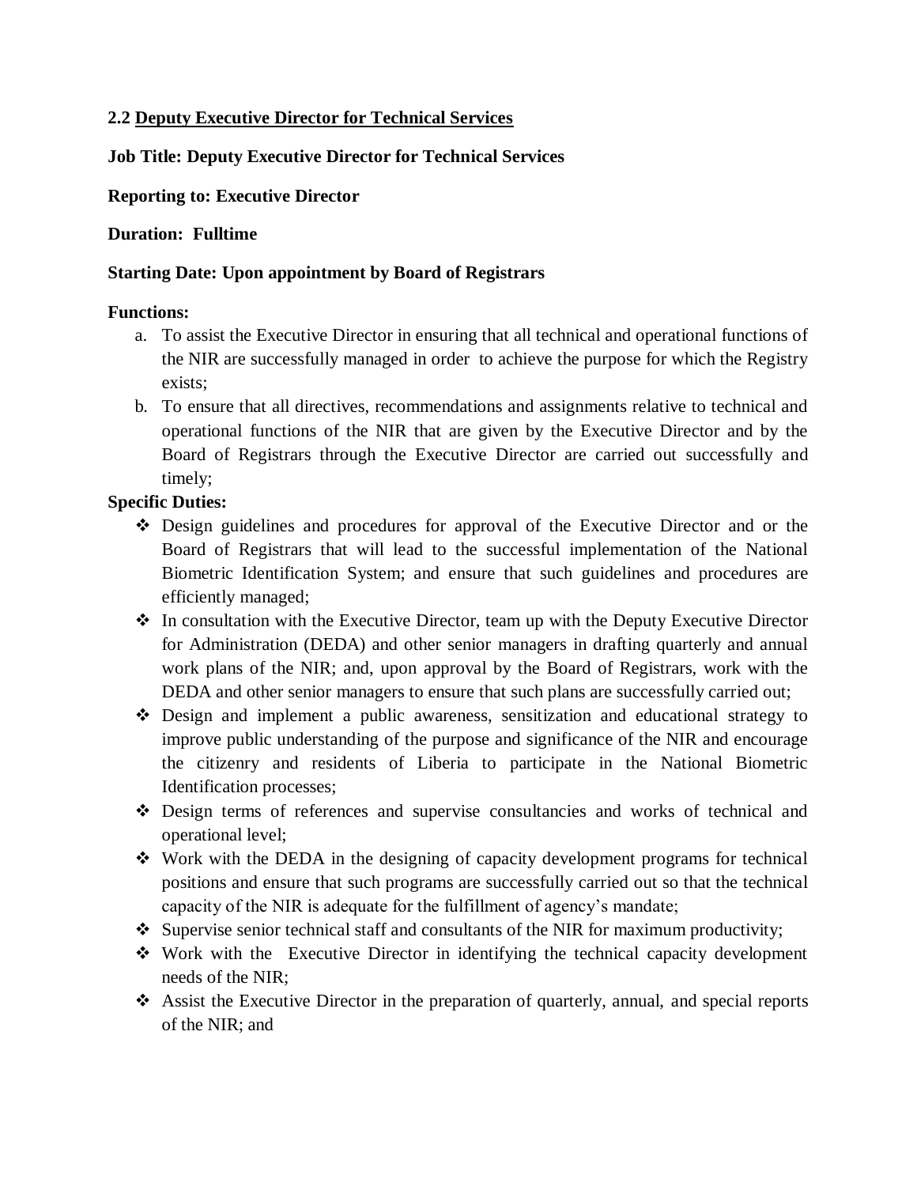### 2.2 <u>Deputy Executive Director for Technical Services</u>

**Job Title: Deputy Executive Director for Technical Services**

**Reporting to: Executive Director**

**Duration: Fulltime**

**Starting Date: Upon appointment by Board of Registrars**

**Functions:**

a. To assist the Executive Director in ensuring that all technical and operational functions of the NIR are successfully managed in order to achieve the purpose for which the Registry exists;
b. To ensure that all directives, recommendations and assignments relative to technical and operational functions of the NIR that are given by the Executive Director and by the Board of Registrars through the Executive Director are carried out successfully and timely;

**Specific Duties:**

- Design guidelines and procedures for approval of the Executive Director and or the Board of Registrars that will lead to the successful implementation of the National Biometric Identification System; and ensure that such guidelines and procedures are efficiently managed;
- In consultation with the Executive Director, team up with the Deputy Executive Director for Administration (DEDA) and other senior managers in drafting quarterly and annual work plans of the NIR; and, upon approval by the Board of Registrars, work with the DEDA and other senior managers to ensure that such plans are successfully carried out;
- Design and implement a public awareness, sensitization and educational strategy to improve public understanding of the purpose and significance of the NIR and encourage the citizenry and residents of Liberia to participate in the National Biometric Identification processes;
- Design terms of references and supervise consultancies and works of technical and operational level;
- Work with the DEDA in the designing of capacity development programs for technical positions and ensure that such programs are successfully carried out so that the technical capacity of the NIR is adequate for the fulfillment of agency's mandate;
- Supervise senior technical staff and consultants of the NIR for maximum productivity;
- Work with the Executive Director in identifying the technical capacity development needs of the NIR;
- Assist the Executive Director in the preparation of quarterly, annual, and special reports of the NIR; and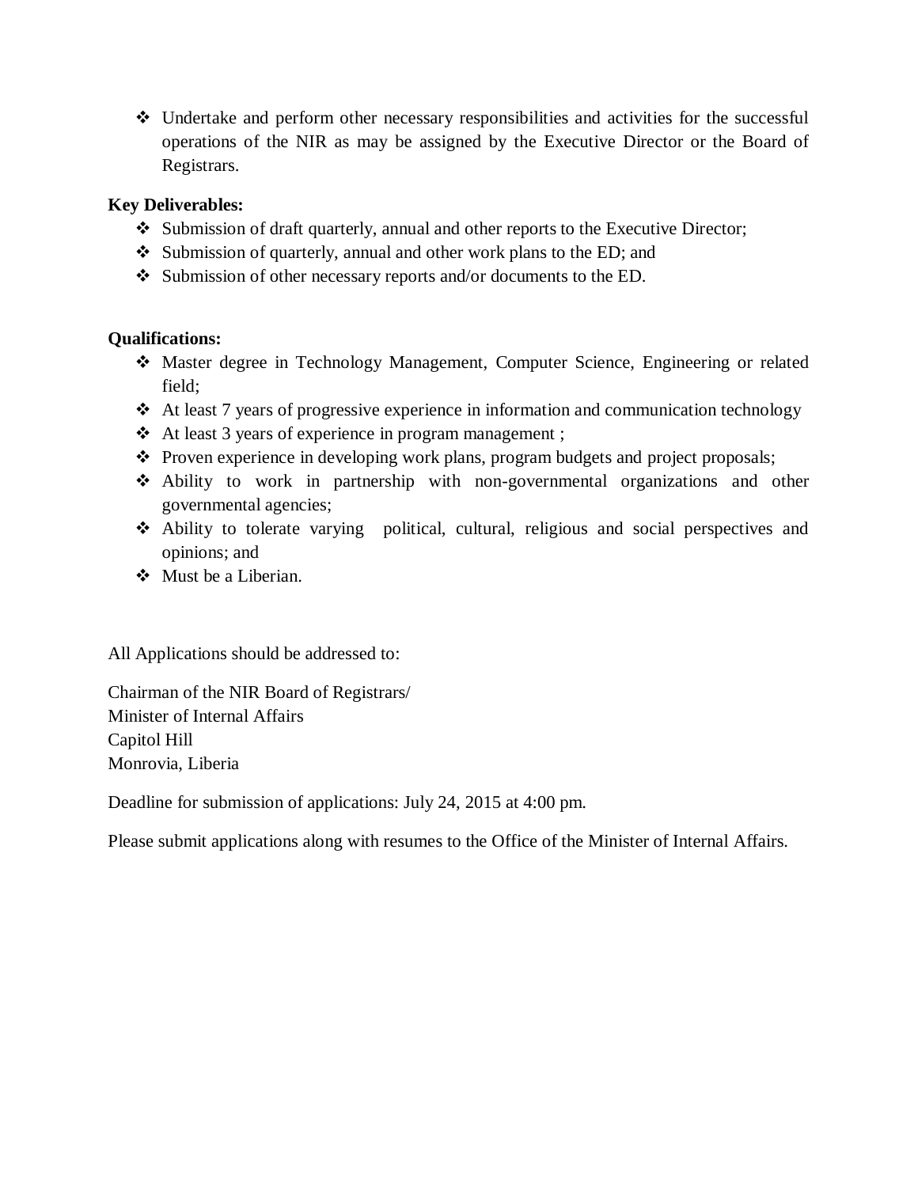- Undertake and perform other necessary responsibilities and activities for the successful operations of the NIR as may be assigned by the Executive Director or the Board of Registrars.

**Key Deliverables:**

- Submission of draft quarterly, annual and other reports to the Executive Director;
- Submission of quarterly, annual and other work plans to the ED; and
- Submission of other necessary reports and/or documents to the ED.

**Qualifications:**

- Master degree in Technology Management, Computer Science, Engineering or related field;
- At least 7 years of progressive experience in information and communication technology
- At least 3 years of experience in program management ;
- Proven experience in developing work plans, program budgets and project proposals;
- Ability to work in partnership with non-governmental organizations and other governmental agencies;
- Ability to tolerate varying political, cultural, religious and social perspectives and opinions; and
- Must be a Liberian.

All Applications should be addressed to:

Chairman of the NIR Board of Registrars/
Minister of Internal Affairs
Capitol Hill
Monrovia, Liberia

Deadline for submission of applications: July 24, 2015 at 4:00 pm.

Please submit applications along with resumes to the Office of the Minister of Internal Affairs.